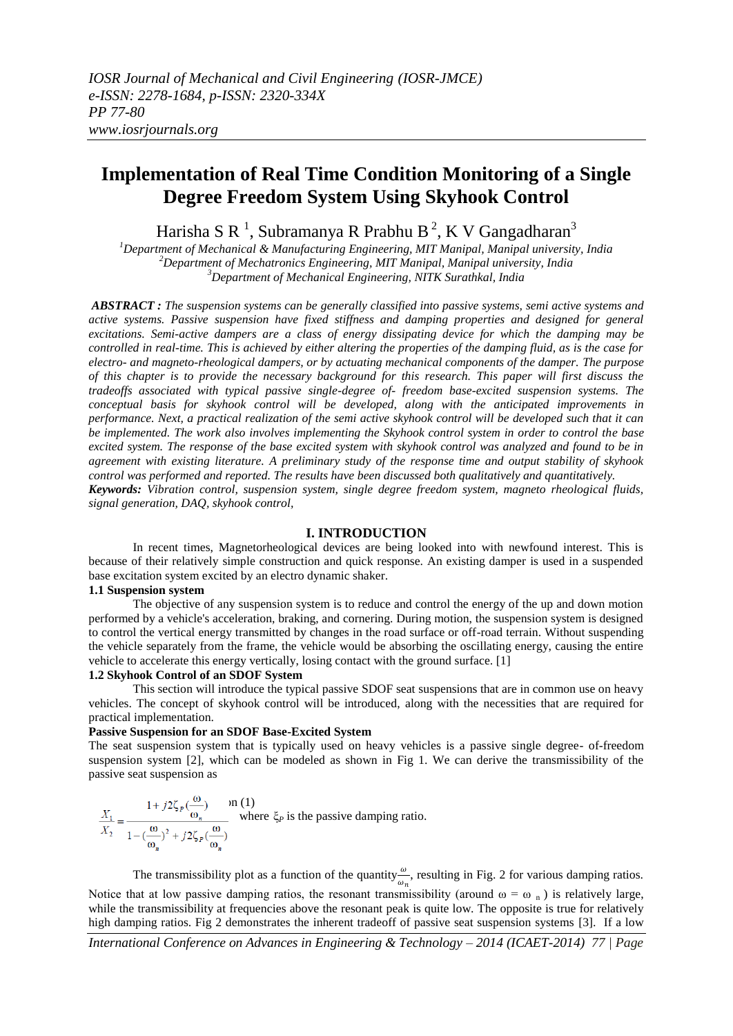# Implementation of Real Time Condition Monitoring of a Single Degree Freedom System Using Skyhook Control

Harisha S R [1], Subramanya R Prabhu B [2], K V Gangadharan[3]

[1]Department of Mechanical & Manufacturing Engineering, MIT Manipal, Manipal university, India
[2]Department of Mechatronics Engineering, MIT Manipal, Manipal university, India
[3]Department of Mechanical Engineering, NITK Surathkal, India

***ABSTRACT :*** *The suspension systems can be generally classified into passive systems, semi active systems and active systems. Passive suspension have fixed stiffness and damping properties and designed for general excitations. Semi-active dampers are a class of energy dissipating device for which the damping may be controlled in real-time. This is achieved by either altering the properties of the damping fluid, as is the case for electro- and magneto-rheological dampers, or by actuating mechanical components of the damper. The purpose of this chapter is to provide the necessary background for this research. This paper will first discuss the tradeoffs associated with typical passive single-degree of- freedom base-excited suspension systems. The conceptual basis for skyhook control will be developed, along with the anticipated improvements in performance. Next, a practical realization of the semi active skyhook control will be developed such that it can be implemented. The work also involves implementing the Skyhook control system in order to control the base excited system. The response of the base excited system with skyhook control was analyzed and found to be in agreement with existing literature. A preliminary study of the response time and output stability of skyhook control was performed and reported. The results have been discussed both qualitatively and quantitatively.*

***Keywords:*** *Vibration control, suspension system, single degree freedom system, magneto rheological fluids, signal generation, DAQ, skyhook control,*

## I. INTRODUCTION

In recent times, Magnetorheological devices are being looked into with newfound interest. This is because of their relatively simple construction and quick response. An existing damper is used in a suspended base excitation system excited by an electro dynamic shaker.

### 1.1 Suspension system

The objective of any suspension system is to reduce and control the energy of the up and down motion performed by a vehicle's acceleration, braking, and cornering. During motion, the suspension system is designed to control the vertical energy transmitted by changes in the road surface or off-road terrain. Without suspending the vehicle separately from the frame, the vehicle would be absorbing the oscillating energy, causing the entire vehicle to accelerate this energy vertically, losing contact with the ground surface. [1]

### 1.2 Skyhook Control of an SDOF System

This section will introduce the typical passive SDOF seat suspensions that are in common use on heavy vehicles. The concept of skyhook control will be introduced, along with the necessities that are required for practical implementation.

**Passive Suspension for an SDOF Base-Excited System**

The seat suspension system that is typically used on heavy vehicles is a passive single degree- of-freedom suspension system [2], which can be modeled as shown in Fig 1. We can derive the transmissibility of the passive seat suspension as

$$\frac{X_1}{X_2} = \frac{1 + j2\zeta_P(\frac{\omega}{\omega_n})}{1 - (\frac{\omega}{\omega_n})^2 + j2\zeta_P(\frac{\omega}{\omega_n})} \quad (1)$$

where $\xi_P$ is the passive damping ratio.

The transmissibility plot as a function of the quantity $\frac{\omega}{\omega_n}$, resulting in Fig. 2 for various damping ratios. Notice that at low passive damping ratios, the resonant transmissibility (around $\omega = \omega_n$) is relatively large, while the transmissibility at frequencies above the resonant peak is quite low. The opposite is true for relatively high damping ratios. Fig 2 demonstrates the inherent tradeoff of passive seat suspension systems [3]. If a low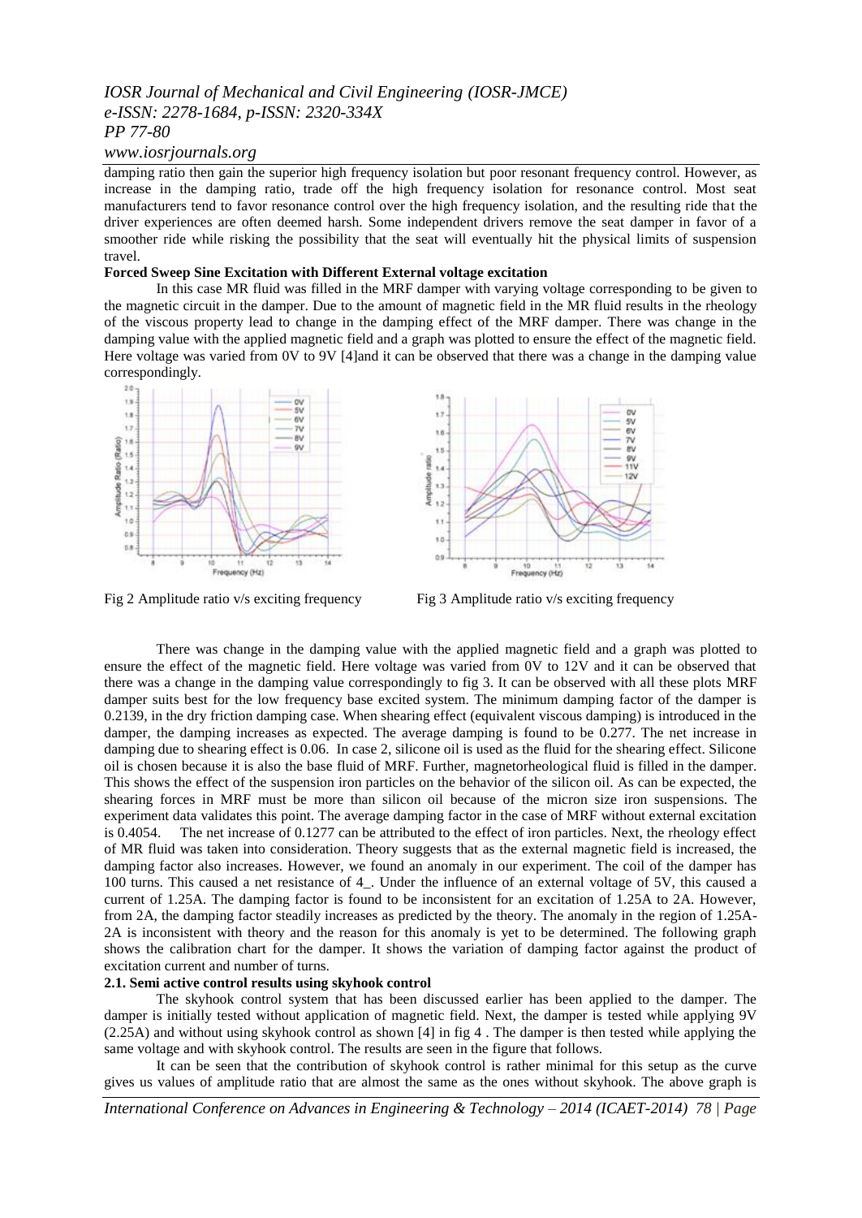damping ratio then gain the superior high frequency isolation but poor resonant frequency control. However, as increase in the damping ratio, trade off the high frequency isolation for resonance control. Most seat manufacturers tend to favor resonance control over the high frequency isolation, and the resulting ride that the driver experiences are often deemed harsh. Some independent drivers remove the seat damper in favor of a smoother ride while risking the possibility that the seat will eventually hit the physical limits of suspension travel.

**Forced Sweep Sine Excitation with Different External voltage excitation**

In this case MR fluid was filled in the MRF damper with varying voltage corresponding to be given to the magnetic circuit in the damper. Due to the amount of magnetic field in the MR fluid results in the rheology of the viscous property lead to change in the damping effect of the MRF damper. There was change in the damping value with the applied magnetic field and a graph was plotted to ensure the effect of the magnetic field. Here voltage was varied from 0V to 9V [4]and it can be observed that there was a change in the damping value correspondingly.

Fig 2 Amplitude ratio v/s exciting frequency

Fig 3 Amplitude ratio v/s exciting frequency

There was change in the damping value with the applied magnetic field and a graph was plotted to ensure the effect of the magnetic field. Here voltage was varied from 0V to 12V and it can be observed that there was a change in the damping value correspondingly to fig 3. It can be observed with all these plots MRF damper suits best for the low frequency base excited system. The minimum damping factor of the damper is 0.2139, in the dry friction damping case. When shearing effect (equivalent viscous damping) is introduced in the damper, the damping increases as expected. The average damping is found to be 0.277. The net increase in damping due to shearing effect is 0.06. In case 2, silicone oil is used as the fluid for the shearing effect. Silicone oil is chosen because it is also the base fluid of MRF. Further, magnetorheological fluid is filled in the damper. This shows the effect of the suspension iron particles on the behavior of the silicon oil. As can be expected, the shearing forces in MRF must be more than silicon oil because of the micron size iron suspensions. The experiment data validates this point. The average damping factor in the case of MRF without external excitation is 0.4054. The net increase of 0.1277 can be attributed to the effect of iron particles. Next, the rheology effect of MR fluid was taken into consideration. Theory suggests that as the external magnetic field is increased, the damping factor also increases. However, we found an anomaly in our experiment. The coil of the damper has 100 turns. This caused a net resistance of 4_. Under the influence of an external voltage of 5V, this caused a current of 1.25A. The damping factor is found to be inconsistent for an excitation of 1.25A to 2A. However, from 2A, the damping factor steadily increases as predicted by the theory. The anomaly in the region of 1.25A-2A is inconsistent with theory and the reason for this anomaly is yet to be determined. The following graph shows the calibration chart for the damper. It shows the variation of damping factor against the product of excitation current and number of turns.

**2.1. Semi active control results using skyhook control**

The skyhook control system that has been discussed earlier has been applied to the damper. The damper is initially tested without application of magnetic field. Next, the damper is tested while applying 9V (2.25A) and without using skyhook control as shown [4] in fig 4 . The damper is then tested while applying the same voltage and with skyhook control. The results are seen in the figure that follows.

It can be seen that the contribution of skyhook control is rather minimal for this setup as the curve gives us values of amplitude ratio that are almost the same as the ones without skyhook. The above graph is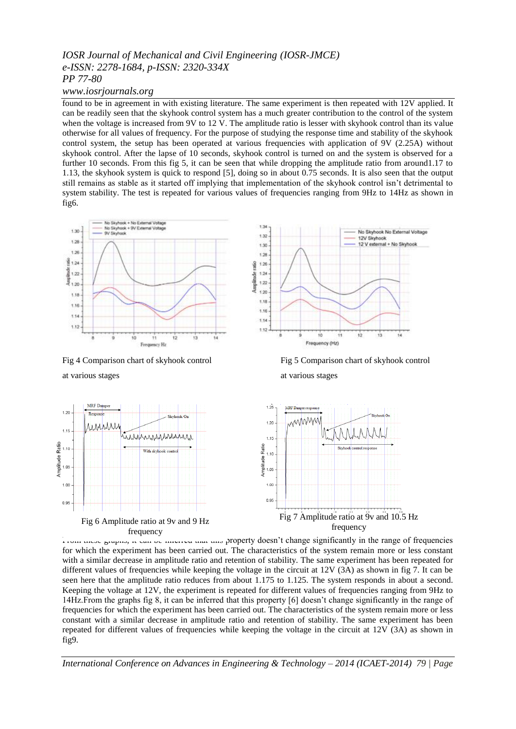found to be in agreement in with existing literature. The same experiment is then repeated with 12V applied. It can be readily seen that the skyhook control system has a much greater contribution to the control of the system when the voltage is increased from 9V to 12 V. The amplitude ratio is lesser with skyhook control than its value otherwise for all values of frequency. For the purpose of studying the response time and stability of the skyhook control system, the setup has been operated at various frequencies with application of 9V (2.25A) without skyhook control. After the lapse of 10 seconds, skyhook control is turned on and the system is observed for a further 10 seconds. From this fig 5, it can be seen that while dropping the amplitude ratio from around1.17 to 1.13, the skyhook system is quick to respond [5], doing so in about 0.75 seconds. It is also seen that the output still remains as stable as it started off implying that implementation of the skyhook control isn't detrimental to system stability. The test is repeated for various values of frequencies ranging from 9Hz to 14Hz as shown in fig6.

Fig 4 Comparison chart of skyhook control at various stages

Fig 5 Comparison chart of skyhook control at various stages

Fig 6 Amplitude ratio at 9v and 9 Hz frequency

Fig 7 Amplitude ratio at 9v and 10.5 Hz frequency

From these graphs, it can be inferred that this property doesn't change significantly in the range of frequencies for which the experiment has been carried out. The characteristics of the system remain more or less constant with a similar decrease in amplitude ratio and retention of stability. The same experiment has been repeated for different values of frequencies while keeping the voltage in the circuit at 12V (3A) as shown in fig 7. It can be seen here that the amplitude ratio reduces from about 1.175 to 1.125. The system responds in about a second. Keeping the voltage at 12V, the experiment is repeated for different values of frequencies ranging from 9Hz to 14Hz.From the graphs fig 8, it can be inferred that this property [6] doesn't change significantly in the range of frequencies for which the experiment has been carried out. The characteristics of the system remain more or less constant with a similar decrease in amplitude ratio and retention of stability. The same experiment has been repeated for different values of frequencies while keeping the voltage in the circuit at 12V (3A) as shown in fig9.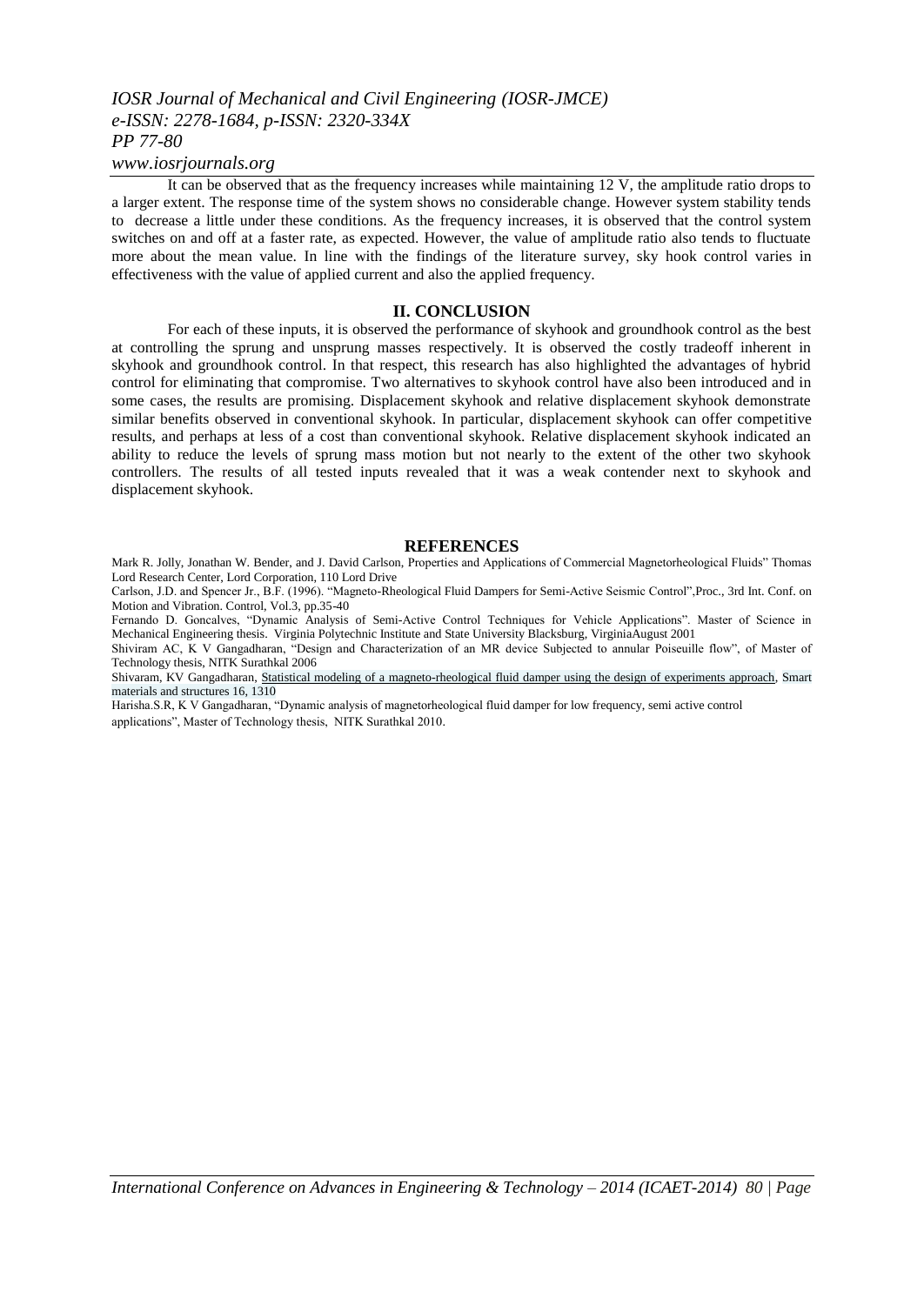It can be observed that as the frequency increases while maintaining 12 V, the amplitude ratio drops to a larger extent. The response time of the system shows no considerable change. However system stability tends to decrease a little under these conditions. As the frequency increases, it is observed that the control system switches on and off at a faster rate, as expected. However, the value of amplitude ratio also tends to fluctuate more about the mean value. In line with the findings of the literature survey, sky hook control varies in effectiveness with the value of applied current and also the applied frequency.

## II. CONCLUSION

For each of these inputs, it is observed the performance of skyhook and groundhook control as the best at controlling the sprung and unsprung masses respectively. It is observed the costly tradeoff inherent in skyhook and groundhook control. In that respect, this research has also highlighted the advantages of hybrid control for eliminating that compromise. Two alternatives to skyhook control have also been introduced and in some cases, the results are promising. Displacement skyhook and relative displacement skyhook demonstrate similar benefits observed in conventional skyhook. In particular, displacement skyhook can offer competitive results, and perhaps at less of a cost than conventional skyhook. Relative displacement skyhook indicated an ability to reduce the levels of sprung mass motion but not nearly to the extent of the other two skyhook controllers. The results of all tested inputs revealed that it was a weak contender next to skyhook and displacement skyhook.

## REFERENCES

Mark R. Jolly, Jonathan W. Bender, and J. David Carlson, Properties and Applications of Commercial Magnetorheological Fluids" Thomas Lord Research Center, Lord Corporation, 110 Lord Drive

Carlson, J.D. and Spencer Jr., B.F. (1996). "Magneto-Rheological Fluid Dampers for Semi-Active Seismic Control",Proc., 3rd Int. Conf. on Motion and Vibration. Control, Vol.3, pp.35-40

Fernando D. Goncalves, "Dynamic Analysis of Semi-Active Control Techniques for Vehicle Applications". Master of Science in Mechanical Engineering thesis. Virginia Polytechnic Institute and State University Blacksburg, VirginiaAugust 2001

Shiviram AC, K V Gangadharan, "Design and Characterization of an MR device Subjected to annular Poiseuille flow", of Master of Technology thesis, NITK Surathkal 2006

Shivaram, KV Gangadharan, Statistical modeling of a magneto-rheological fluid damper using the design of experiments approach, Smart materials and structures 16, 1310

Harisha.S.R, K V Gangadharan, "Dynamic analysis of magnetorheological fluid damper for low frequency, semi active control applications", Master of Technology thesis, NITK Surathkal 2010.